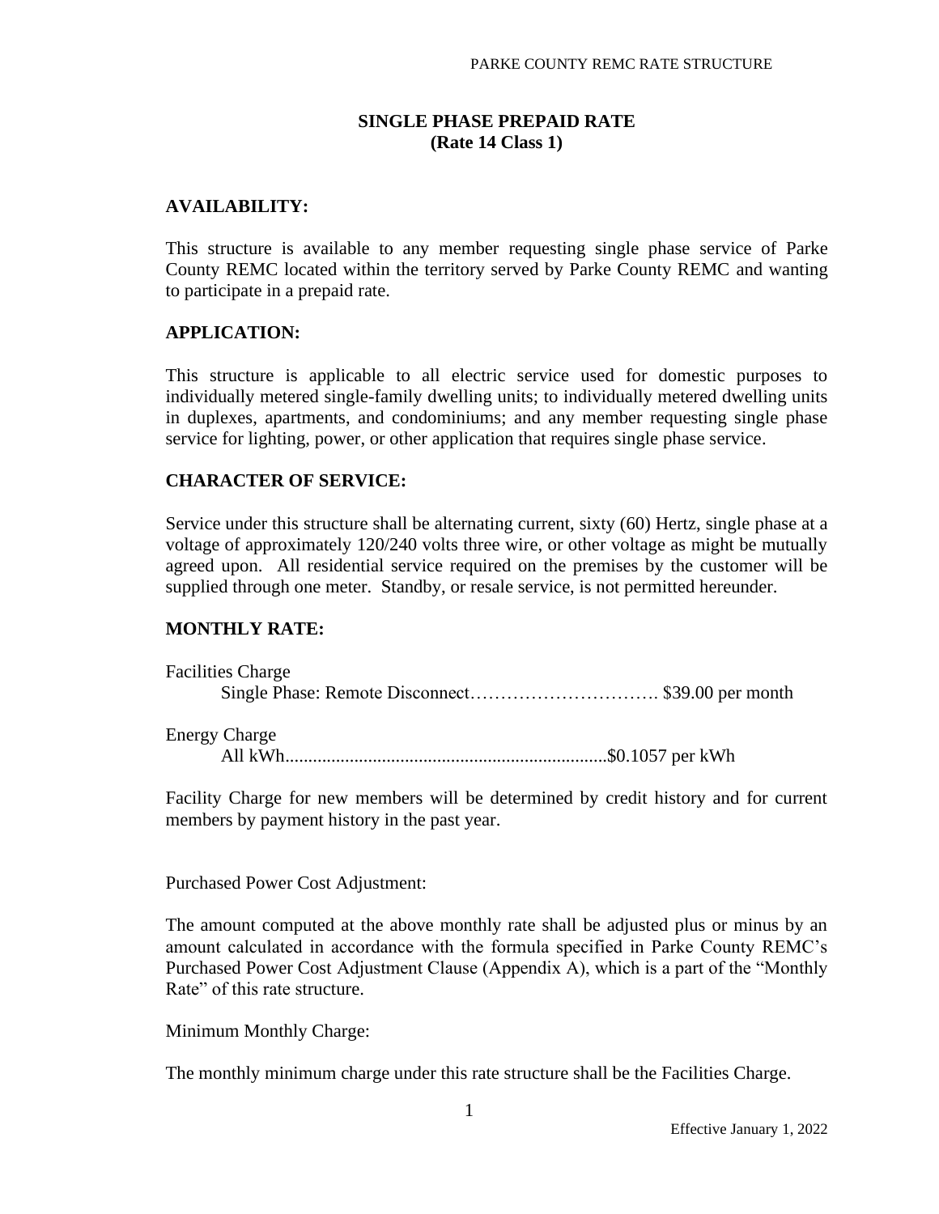# SINGLE PHASE PREPAID RATE
## (Rate 14 Class 1)

### AVAILABILITY:

This structure is available to any member requesting single phase service of Parke County REMC located within the territory served by Parke County REMC and wanting to participate in a prepaid rate.

### APPLICATION:

This structure is applicable to all electric service used for domestic purposes to individually metered single-family dwelling units; to individually metered dwelling units in duplexes, apartments, and condominiums; and any member requesting single phase service for lighting, power, or other application that requires single phase service.

### CHARACTER OF SERVICE:

Service under this structure shall be alternating current, sixty (60) Hertz, single phase at a voltage of approximately 120/240 volts three wire, or other voltage as might be mutually agreed upon. All residential service required on the premises by the customer will be supplied through one meter. Standby, or resale service, is not permitted hereunder.

### MONTHLY RATE:

Facilities Charge
Single Phase: Remote Disconnect…………………………. $39.00 per month

Energy Charge
All kWh.....................................................................$0.1057 per kWh

Facility Charge for new members will be determined by credit history and for current members by payment history in the past year.

Purchased Power Cost Adjustment:

The amount computed at the above monthly rate shall be adjusted plus or minus by an amount calculated in accordance with the formula specified in Parke County REMC's Purchased Power Cost Adjustment Clause (Appendix A), which is a part of the "Monthly Rate" of this rate structure.

Minimum Monthly Charge:

The monthly minimum charge under this rate structure shall be the Facilities Charge.

Effective January 1, 2022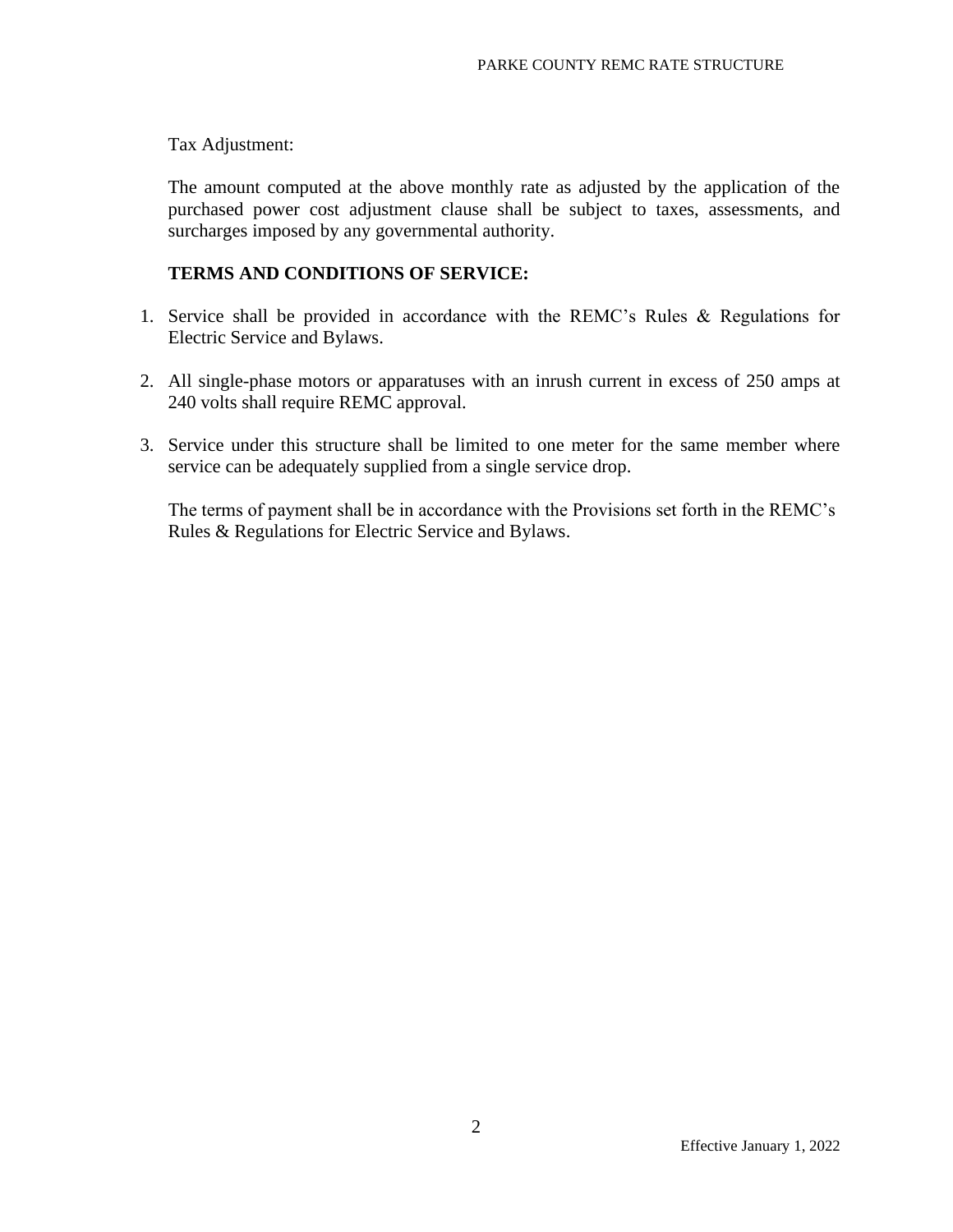Tax Adjustment:

The amount computed at the above monthly rate as adjusted by the application of the purchased power cost adjustment clause shall be subject to taxes, assessments, and surcharges imposed by any governmental authority.

**TERMS AND CONDITIONS OF SERVICE:**

1. Service shall be provided in accordance with the REMC's Rules & Regulations for Electric Service and Bylaws.
2. All single-phase motors or apparatuses with an inrush current in excess of 250 amps at 240 volts shall require REMC approval.
3. Service under this structure shall be limited to one meter for the same member where service can be adequately supplied from a single service drop.

The terms of payment shall be in accordance with the Provisions set forth in the REMC's Rules & Regulations for Electric Service and Bylaws.